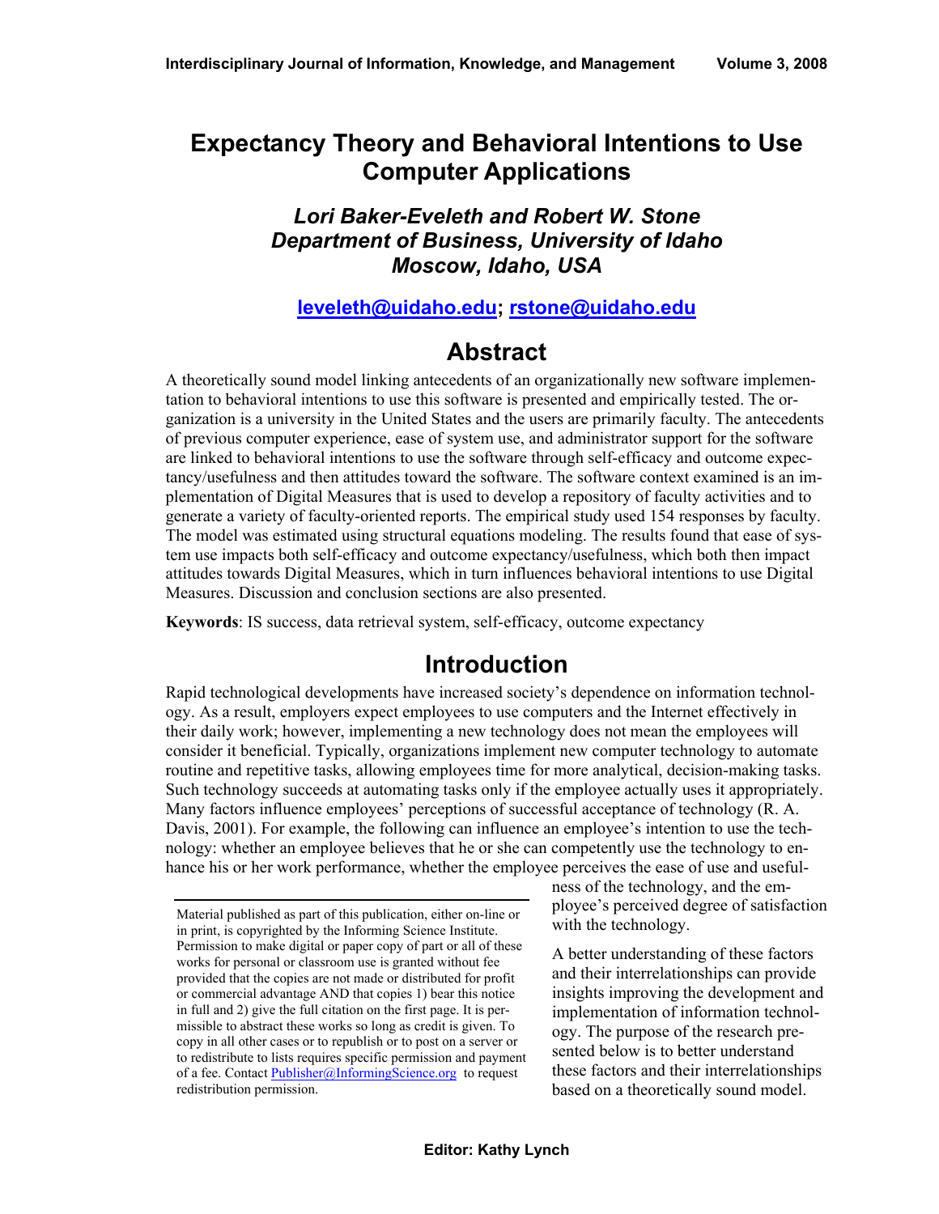# Expectancy Theory and Behavioral Intentions to Use Computer Applications

***Lori Baker-Eveleth and Robert W. Stone***
***Department of Business, University of Idaho***
***Moscow, Idaho, USA***

**leveleth@uidaho.edu; rstone@uidaho.edu**

## Abstract

A theoretically sound model linking antecedents of an organizationally new software implementation to behavioral intentions to use this software is presented and empirically tested. The organization is a university in the United States and the users are primarily faculty. The antecedents of previous computer experience, ease of system use, and administrator support for the software are linked to behavioral intentions to use the software through self-efficacy and outcome expectancy/usefulness and then attitudes toward the software. The software context examined is an implementation of Digital Measures that is used to develop a repository of faculty activities and to generate a variety of faculty-oriented reports. The empirical study used 154 responses by faculty. The model was estimated using structural equations modeling. The results found that ease of system use impacts both self-efficacy and outcome expectancy/usefulness, which both then impact attitudes towards Digital Measures, which in turn influences behavioral intentions to use Digital Measures. Discussion and conclusion sections are also presented.

**Keywords**: IS success, data retrieval system, self-efficacy, outcome expectancy

## Introduction

Rapid technological developments have increased society's dependence on information technology. As a result, employers expect employees to use computers and the Internet effectively in their daily work; however, implementing a new technology does not mean the employees will consider it beneficial. Typically, organizations implement new computer technology to automate routine and repetitive tasks, allowing employees time for more analytical, decision-making tasks. Such technology succeeds at automating tasks only if the employee actually uses it appropriately. Many factors influence employees' perceptions of successful acceptance of technology (R. A. Davis, 2001). For example, the following can influence an employee's intention to use the technology: whether an employee believes that he or she can competently use the technology to enhance his or her work performance, whether the employee perceives the ease of use and usefulness of the technology, and the employee's perceived degree of satisfaction with the technology.

A better understanding of these factors and their interrelationships can provide insights improving the development and implementation of information technology. The purpose of the research presented below is to better understand these factors and their interrelationships based on a theoretically sound model.

Material published as part of this publication, either on-line or in print, is copyrighted by the Informing Science Institute. Permission to make digital or paper copy of part or all of these works for personal or classroom use is granted without fee provided that the copies are not made or distributed for profit or commercial advantage AND that copies 1) bear this notice in full and 2) give the full citation on the first page. It is permissible to abstract these works so long as credit is given. To copy in all other cases or to republish or to post on a server or to redistribute to lists requires specific permission and payment of a fee. Contact Publisher@InformingScience.org to request redistribution permission.

**Editor: Kathy Lynch**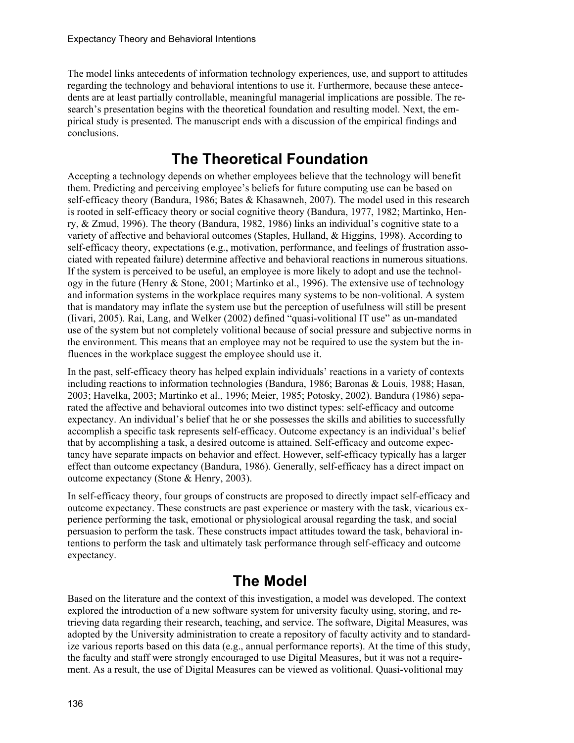The model links antecedents of information technology experiences, use, and support to attitudes regarding the technology and behavioral intentions to use it. Furthermore, because these antecedents are at least partially controllable, meaningful managerial implications are possible. The research's presentation begins with the theoretical foundation and resulting model. Next, the empirical study is presented. The manuscript ends with a discussion of the empirical findings and conclusions.

# The Theoretical Foundation

Accepting a technology depends on whether employees believe that the technology will benefit them. Predicting and perceiving employee's beliefs for future computing use can be based on self-efficacy theory (Bandura, 1986; Bates & Khasawneh, 2007). The model used in this research is rooted in self-efficacy theory or social cognitive theory (Bandura, 1977, 1982; Martinko, Henry, & Zmud, 1996). The theory (Bandura, 1982, 1986) links an individual's cognitive state to a variety of affective and behavioral outcomes (Staples, Hulland, & Higgins, 1998). According to self-efficacy theory, expectations (e.g., motivation, performance, and feelings of frustration associated with repeated failure) determine affective and behavioral reactions in numerous situations. If the system is perceived to be useful, an employee is more likely to adopt and use the technology in the future (Henry & Stone, 2001; Martinko et al., 1996). The extensive use of technology and information systems in the workplace requires many systems to be non-volitional. A system that is mandatory may inflate the system use but the perception of usefulness will still be present (Iivari, 2005). Rai, Lang, and Welker (2002) defined "quasi-volitional IT use" as un-mandated use of the system but not completely volitional because of social pressure and subjective norms in the environment. This means that an employee may not be required to use the system but the influences in the workplace suggest the employee should use it.

In the past, self-efficacy theory has helped explain individuals' reactions in a variety of contexts including reactions to information technologies (Bandura, 1986; Baronas & Louis, 1988; Hasan, 2003; Havelka, 2003; Martinko et al., 1996; Meier, 1985; Potosky, 2002). Bandura (1986) separated the affective and behavioral outcomes into two distinct types: self-efficacy and outcome expectancy. An individual's belief that he or she possesses the skills and abilities to successfully accomplish a specific task represents self-efficacy. Outcome expectancy is an individual's belief that by accomplishing a task, a desired outcome is attained. Self-efficacy and outcome expectancy have separate impacts on behavior and effect. However, self-efficacy typically has a larger effect than outcome expectancy (Bandura, 1986). Generally, self-efficacy has a direct impact on outcome expectancy (Stone & Henry, 2003).

In self-efficacy theory, four groups of constructs are proposed to directly impact self-efficacy and outcome expectancy. These constructs are past experience or mastery with the task, vicarious experience performing the task, emotional or physiological arousal regarding the task, and social persuasion to perform the task. These constructs impact attitudes toward the task, behavioral intentions to perform the task and ultimately task performance through self-efficacy and outcome expectancy.

# The Model

Based on the literature and the context of this investigation, a model was developed. The context explored the introduction of a new software system for university faculty using, storing, and retrieving data regarding their research, teaching, and service. The software, Digital Measures, was adopted by the University administration to create a repository of faculty activity and to standardize various reports based on this data (e.g., annual performance reports). At the time of this study, the faculty and staff were strongly encouraged to use Digital Measures, but it was not a requirement. As a result, the use of Digital Measures can be viewed as volitional. Quasi-volitional may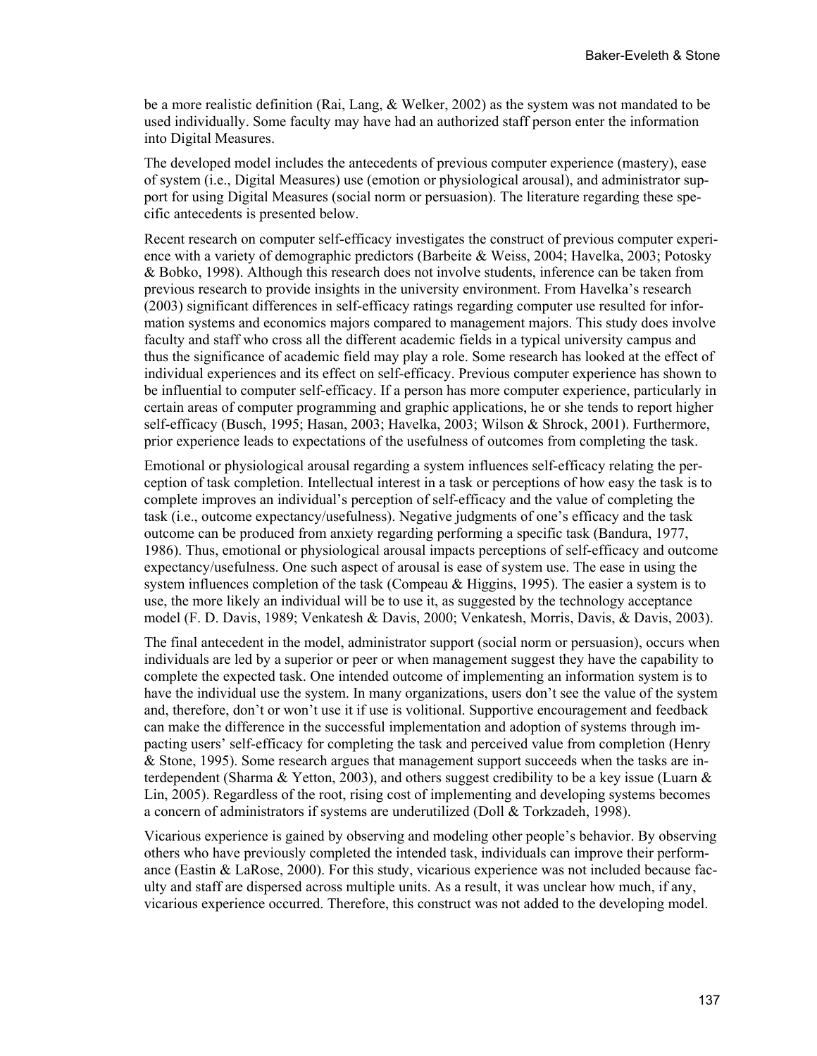be a more realistic definition (Rai, Lang, & Welker, 2002) as the system was not mandated to be used individually. Some faculty may have had an authorized staff person enter the information into Digital Measures.

The developed model includes the antecedents of previous computer experience (mastery), ease of system (i.e., Digital Measures) use (emotion or physiological arousal), and administrator support for using Digital Measures (social norm or persuasion). The literature regarding these specific antecedents is presented below.

Recent research on computer self-efficacy investigates the construct of previous computer experience with a variety of demographic predictors (Barbeite & Weiss, 2004; Havelka, 2003; Potosky & Bobko, 1998). Although this research does not involve students, inference can be taken from previous research to provide insights in the university environment. From Havelka's research (2003) significant differences in self-efficacy ratings regarding computer use resulted for information systems and economics majors compared to management majors. This study does involve faculty and staff who cross all the different academic fields in a typical university campus and thus the significance of academic field may play a role. Some research has looked at the effect of individual experiences and its effect on self-efficacy. Previous computer experience has shown to be influential to computer self-efficacy. If a person has more computer experience, particularly in certain areas of computer programming and graphic applications, he or she tends to report higher self-efficacy (Busch, 1995; Hasan, 2003; Havelka, 2003; Wilson & Shrock, 2001). Furthermore, prior experience leads to expectations of the usefulness of outcomes from completing the task.

Emotional or physiological arousal regarding a system influences self-efficacy relating the perception of task completion. Intellectual interest in a task or perceptions of how easy the task is to complete improves an individual's perception of self-efficacy and the value of completing the task (i.e., outcome expectancy/usefulness). Negative judgments of one's efficacy and the task outcome can be produced from anxiety regarding performing a specific task (Bandura, 1977, 1986). Thus, emotional or physiological arousal impacts perceptions of self-efficacy and outcome expectancy/usefulness. One such aspect of arousal is ease of system use. The ease in using the system influences completion of the task (Compeau & Higgins, 1995). The easier a system is to use, the more likely an individual will be to use it, as suggested by the technology acceptance model (F. D. Davis, 1989; Venkatesh & Davis, 2000; Venkatesh, Morris, Davis, & Davis, 2003).

The final antecedent in the model, administrator support (social norm or persuasion), occurs when individuals are led by a superior or peer or when management suggest they have the capability to complete the expected task. One intended outcome of implementing an information system is to have the individual use the system. In many organizations, users don't see the value of the system and, therefore, don't or won't use it if use is volitional. Supportive encouragement and feedback can make the difference in the successful implementation and adoption of systems through impacting users' self-efficacy for completing the task and perceived value from completion (Henry & Stone, 1995). Some research argues that management support succeeds when the tasks are interdependent (Sharma & Yetton, 2003), and others suggest credibility to be a key issue (Luarn & Lin, 2005). Regardless of the root, rising cost of implementing and developing systems becomes a concern of administrators if systems are underutilized (Doll & Torkzadeh, 1998).

Vicarious experience is gained by observing and modeling other people's behavior. By observing others who have previously completed the intended task, individuals can improve their performance (Eastin & LaRose, 2000). For this study, vicarious experience was not included because faculty and staff are dispersed across multiple units. As a result, it was unclear how much, if any, vicarious experience occurred. Therefore, this construct was not added to the developing model.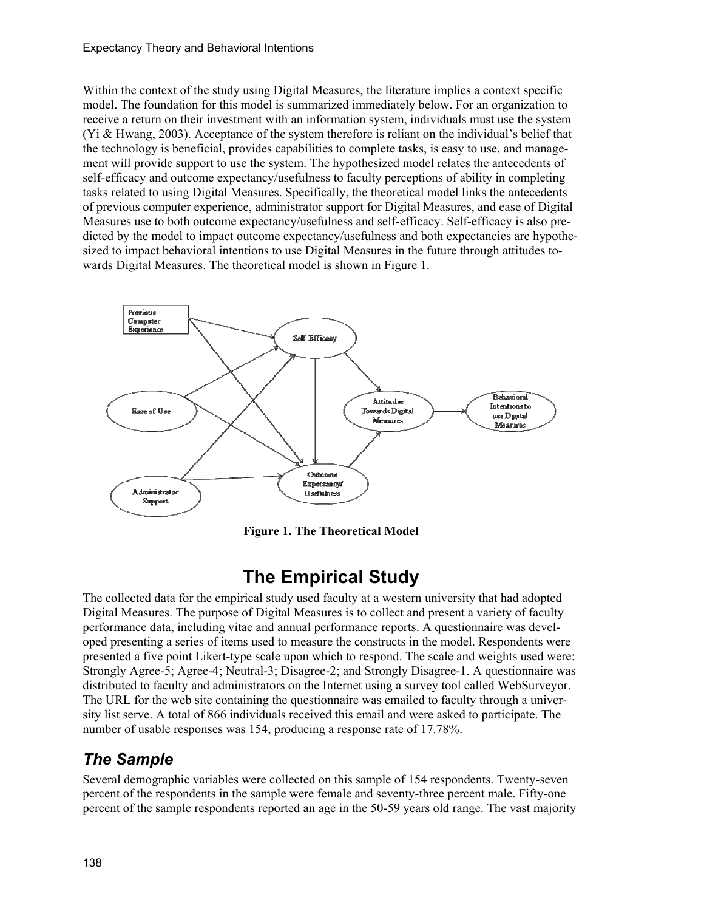Within the context of the study using Digital Measures, the literature implies a context specific model. The foundation for this model is summarized immediately below. For an organization to receive a return on their investment with an information system, individuals must use the system (Yi & Hwang, 2003). Acceptance of the system therefore is reliant on the individual's belief that the technology is beneficial, provides capabilities to complete tasks, is easy to use, and management will provide support to use the system. The hypothesized model relates the antecedents of self-efficacy and outcome expectancy/usefulness to faculty perceptions of ability in completing tasks related to using Digital Measures. Specifically, the theoretical model links the antecedents of previous computer experience, administrator support for Digital Measures, and ease of Digital Measures use to both outcome expectancy/usefulness and self-efficacy. Self-efficacy is also predicted by the model to impact outcome expectancy/usefulness and both expectancies are hypothesized to impact behavioral intentions to use Digital Measures in the future through attitudes towards Digital Measures. The theoretical model is shown in Figure 1.

**Figure 1. The Theoretical Model**

# The Empirical Study

The collected data for the empirical study used faculty at a western university that had adopted Digital Measures. The purpose of Digital Measures is to collect and present a variety of faculty performance data, including vitae and annual performance reports. A questionnaire was developed presenting a series of items used to measure the constructs in the model. Respondents were presented a five point Likert-type scale upon which to respond. The scale and weights used were: Strongly Agree-5; Agree-4; Neutral-3; Disagree-2; and Strongly Disagree-1. A questionnaire was distributed to faculty and administrators on the Internet using a survey tool called WebSurveyor. The URL for the web site containing the questionnaire was emailed to faculty through a university list serve. A total of 866 individuals received this email and were asked to participate. The number of usable responses was 154, producing a response rate of 17.78%.

## *The Sample*

Several demographic variables were collected on this sample of 154 respondents. Twenty-seven percent of the respondents in the sample were female and seventy-three percent male. Fifty-one percent of the sample respondents reported an age in the 50-59 years old range. The vast majority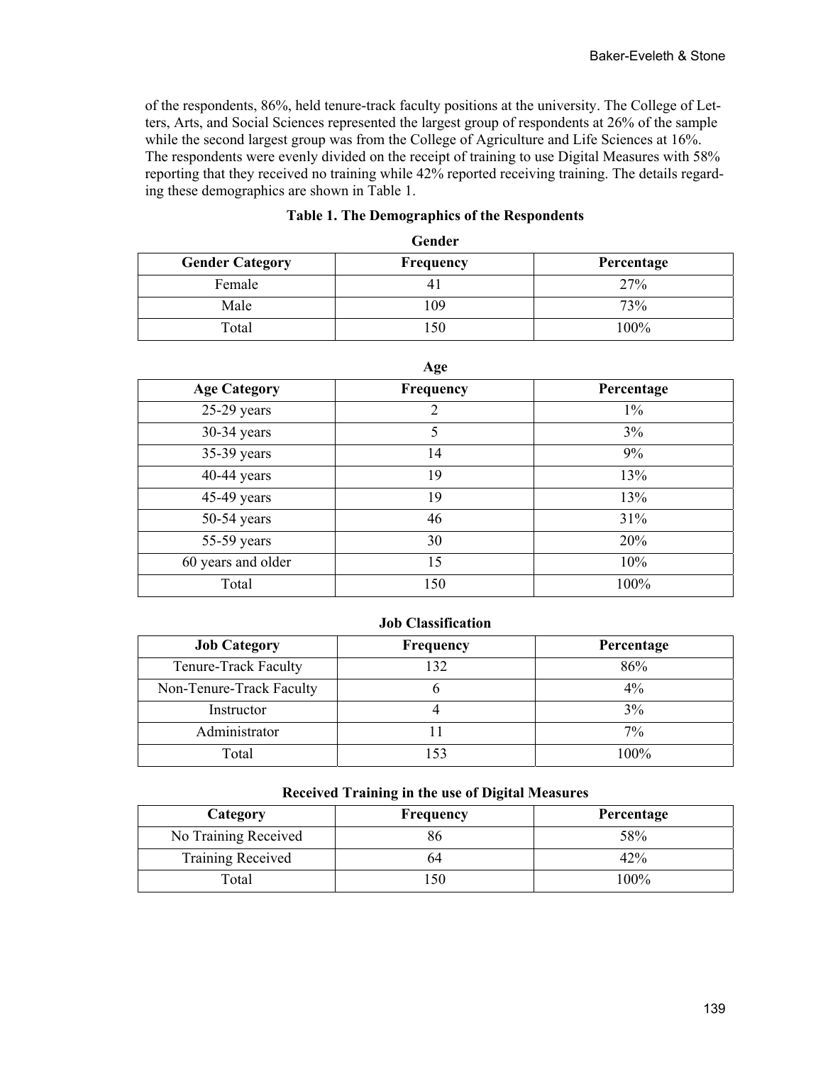of the respondents, 86%, held tenure-track faculty positions at the university. The College of Letters, Arts, and Social Sciences represented the largest group of respondents at 26% of the sample while the second largest group was from the College of Agriculture and Life Sciences at 16%. The respondents were evenly divided on the receipt of training to use Digital Measures with 58% reporting that they received no training while 42% reported receiving training. The details regarding these demographics are shown in Table 1.

**Table 1. The Demographics of the Respondents**

**Gender**

| Gender Category | Frequency | Percentage |
|---|---|---|
| Female | 41 | 27% |
| Male | 109 | 73% |
| Total | 150 | 100% |

**Age**

| Age Category | Frequency | Percentage |
|---|---|---|
| 25-29 years | 2 | 1% |
| 30-34 years | 5 | 3% |
| 35-39 years | 14 | 9% |
| 40-44 years | 19 | 13% |
| 45-49 years | 19 | 13% |
| 50-54 years | 46 | 31% |
| 55-59 years | 30 | 20% |
| 60 years and older | 15 | 10% |
| Total | 150 | 100% |

**Job Classification**

| Job Category | Frequency | Percentage |
|---|---|---|
| Tenure-Track Faculty | 132 | 86% |
| Non-Tenure-Track Faculty | 6 | 4% |
| Instructor | 4 | 3% |
| Administrator | 11 | 7% |
| Total | 153 | 100% |

**Received Training in the use of Digital Measures**

| Category | Frequency | Percentage |
|---|---|---|
| No Training Received | 86 | 58% |
| Training Received | 64 | 42% |
| Total | 150 | 100% |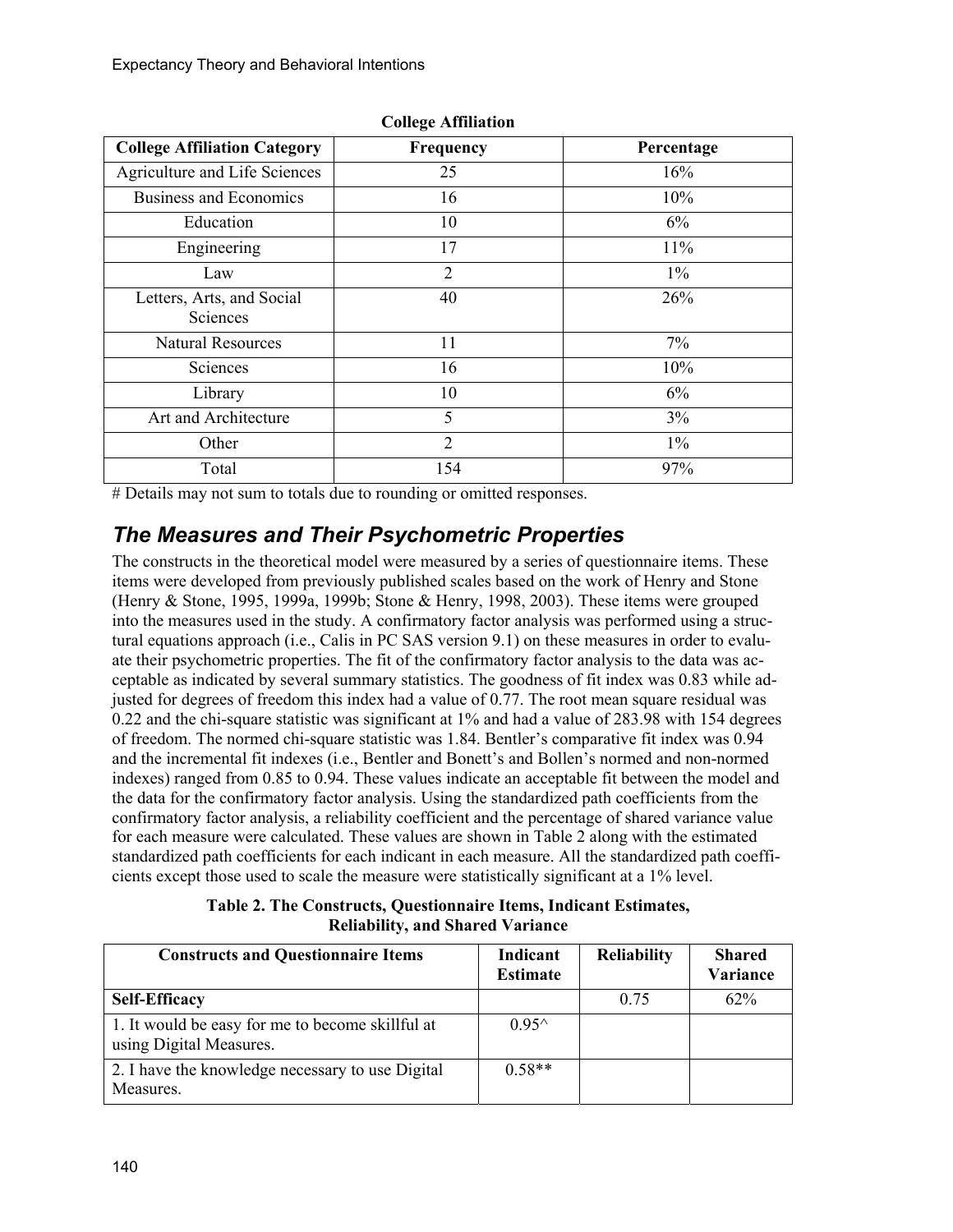**College Affiliation**

| College Affiliation Category | Frequency | Percentage |
|---|---|---|
| Agriculture and Life Sciences | 25 | 16% |
| Business and Economics | 16 | 10% |
| Education | 10 | 6% |
| Engineering | 17 | 11% |
| Law | 2 | 1% |
| Letters, Arts, and Social Sciences | 40 | 26% |
| Natural Resources | 11 | 7% |
| Sciences | 16 | 10% |
| Library | 10 | 6% |
| Art and Architecture | 5 | 3% |
| Other | 2 | 1% |
| Total | 154 | 97% |

# Details may not sum to totals due to rounding or omitted responses.

## *The Measures and Their Psychometric Properties*

The constructs in the theoretical model were measured by a series of questionnaire items. These items were developed from previously published scales based on the work of Henry and Stone (Henry & Stone, 1995, 1999a, 1999b; Stone & Henry, 1998, 2003). These items were grouped into the measures used in the study. A confirmatory factor analysis was performed using a structural equations approach (i.e., Calis in PC SAS version 9.1) on these measures in order to evaluate their psychometric properties. The fit of the confirmatory factor analysis to the data was acceptable as indicated by several summary statistics. The goodness of fit index was 0.83 while adjusted for degrees of freedom this index had a value of 0.77. The root mean square residual was 0.22 and the chi-square statistic was significant at 1% and had a value of 283.98 with 154 degrees of freedom. The normed chi-square statistic was 1.84. Bentler's comparative fit index was 0.94 and the incremental fit indexes (i.e., Bentler and Bonett's and Bollen's normed and non-normed indexes) ranged from 0.85 to 0.94. These values indicate an acceptable fit between the model and the data for the confirmatory factor analysis. Using the standardized path coefficients from the confirmatory factor analysis, a reliability coefficient and the percentage of shared variance value for each measure were calculated. These values are shown in Table 2 along with the estimated standardized path coefficients for each indicant in each measure. All the standardized path coefficients except those used to scale the measure were statistically significant at a 1% level.

**Table 2. The Constructs, Questionnaire Items, Indicant Estimates, Reliability, and Shared Variance**

| Constructs and Questionnaire Items | Indicant Estimate | Reliability | Shared Variance |
|---|---|---|---|
| **Self-Efficacy** | | 0.75 | 62% |
| 1. It would be easy for me to become skillful at using Digital Measures. | 0.95^ | | |
| 2. I have the knowledge necessary to use Digital Measures. | 0.58** | | |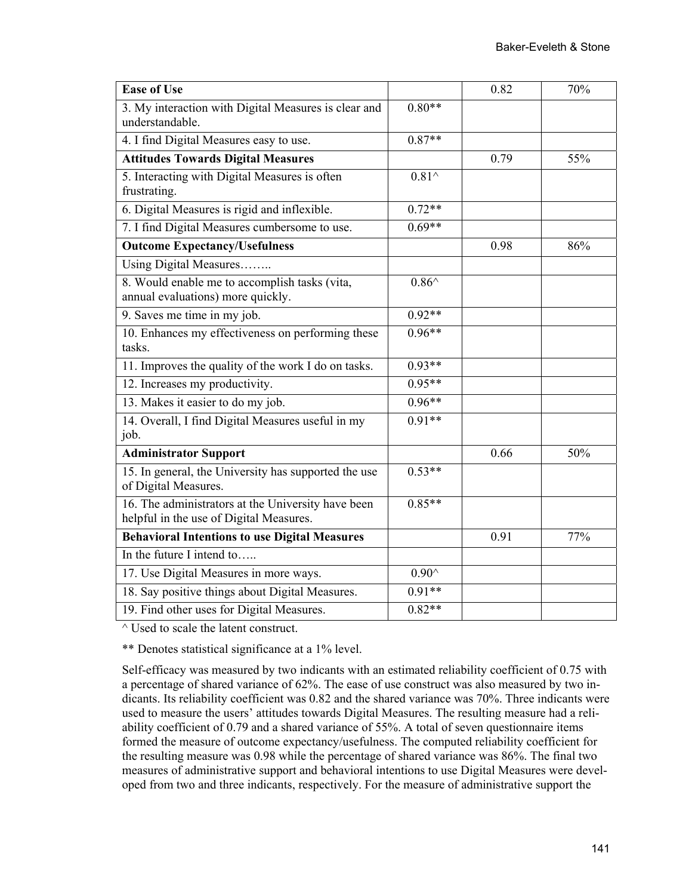| **Ease of Use** | | 0.82 | 70% |
|---|---|---|---|
| 3. My interaction with Digital Measures is clear and understandable. | 0.80** | | |
| 4. I find Digital Measures easy to use. | 0.87** | | |
| **Attitudes Towards Digital Measures** | | 0.79 | 55% |
| 5. Interacting with Digital Measures is often frustrating. | 0.81^ | | |
| 6. Digital Measures is rigid and inflexible. | 0.72** | | |
| 7. I find Digital Measures cumbersome to use. | 0.69** | | |
| **Outcome Expectancy/Usefulness** | | 0.98 | 86% |
| Using Digital Measures…….. | | | |
| 8. Would enable me to accomplish tasks (vita, annual evaluations) more quickly. | 0.86^ | | |
| 9. Saves me time in my job. | 0.92** | | |
| 10. Enhances my effectiveness on performing these tasks. | 0.96** | | |
| 11. Improves the quality of the work I do on tasks. | 0.93** | | |
| 12. Increases my productivity. | 0.95** | | |
| 13. Makes it easier to do my job. | 0.96** | | |
| 14. Overall, I find Digital Measures useful in my job. | 0.91** | | |
| **Administrator Support** | | 0.66 | 50% |
| 15. In general, the University has supported the use of Digital Measures. | 0.53** | | |
| 16. The administrators at the University have been helpful in the use of Digital Measures. | 0.85** | | |
| **Behavioral Intentions to use Digital Measures** | | 0.91 | 77% |
| In the future I intend to….. | | | |
| 17. Use Digital Measures in more ways. | 0.90^ | | |
| 18. Say positive things about Digital Measures. | 0.91** | | |
| 19. Find other uses for Digital Measures. | 0.82** | | |

^ Used to scale the latent construct.

** Denotes statistical significance at a 1% level.

Self-efficacy was measured by two indicants with an estimated reliability coefficient of 0.75 with a percentage of shared variance of 62%. The ease of use construct was also measured by two indicants. Its reliability coefficient was 0.82 and the shared variance was 70%. Three indicants were used to measure the users' attitudes towards Digital Measures. The resulting measure had a reliability coefficient of 0.79 and a shared variance of 55%. A total of seven questionnaire items formed the measure of outcome expectancy/usefulness. The computed reliability coefficient for the resulting measure was 0.98 while the percentage of shared variance was 86%. The final two measures of administrative support and behavioral intentions to use Digital Measures were developed from two and three indicants, respectively. For the measure of administrative support the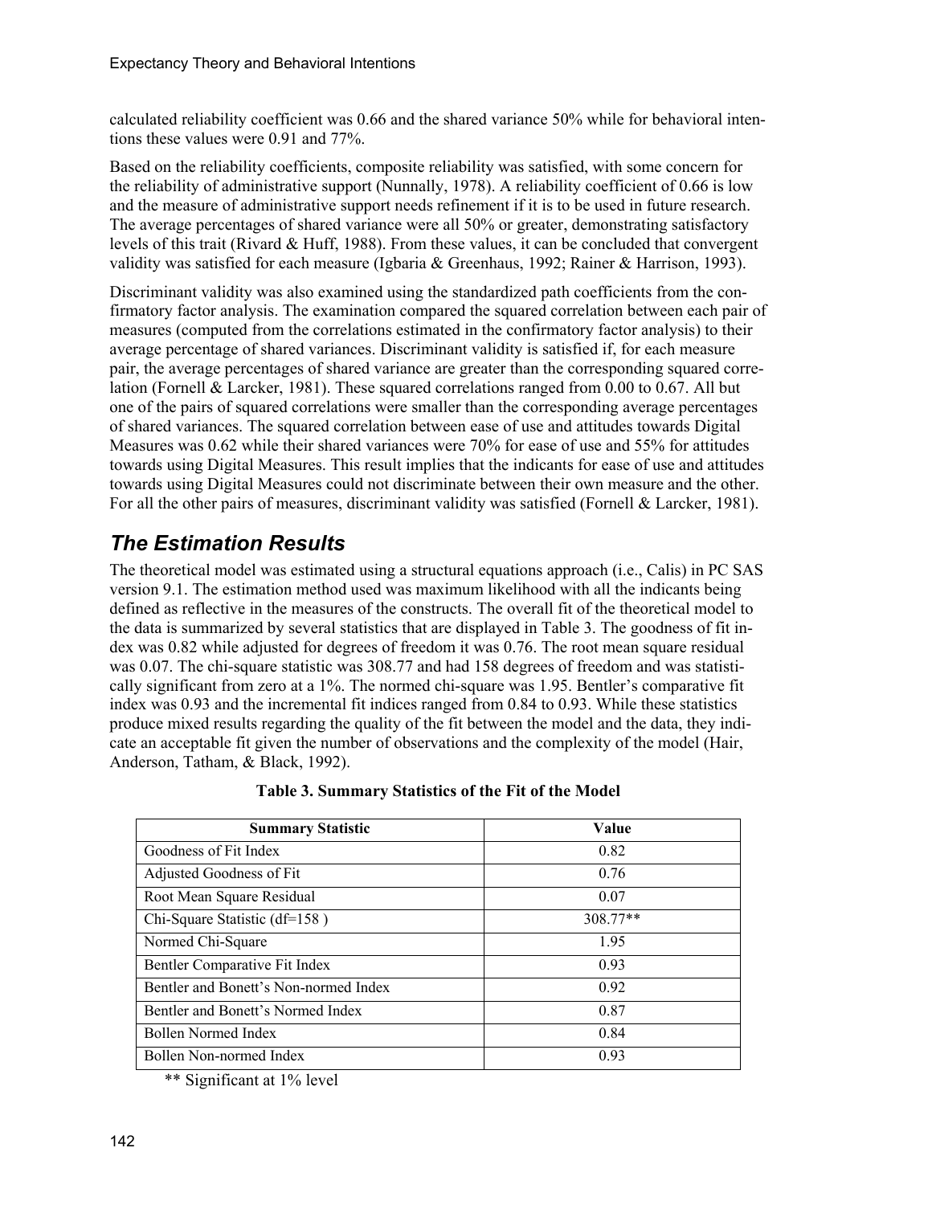calculated reliability coefficient was 0.66 and the shared variance 50% while for behavioral intentions these values were 0.91 and 77%.

Based on the reliability coefficients, composite reliability was satisfied, with some concern for the reliability of administrative support (Nunnally, 1978). A reliability coefficient of 0.66 is low and the measure of administrative support needs refinement if it is to be used in future research. The average percentages of shared variance were all 50% or greater, demonstrating satisfactory levels of this trait (Rivard & Huff, 1988). From these values, it can be concluded that convergent validity was satisfied for each measure (Igbaria & Greenhaus, 1992; Rainer & Harrison, 1993).

Discriminant validity was also examined using the standardized path coefficients from the confirmatory factor analysis. The examination compared the squared correlation between each pair of measures (computed from the correlations estimated in the confirmatory factor analysis) to their average percentage of shared variances. Discriminant validity is satisfied if, for each measure pair, the average percentages of shared variance are greater than the corresponding squared correlation (Fornell & Larcker, 1981). These squared correlations ranged from 0.00 to 0.67. All but one of the pairs of squared correlations were smaller than the corresponding average percentages of shared variances. The squared correlation between ease of use and attitudes towards Digital Measures was 0.62 while their shared variances were 70% for ease of use and 55% for attitudes towards using Digital Measures. This result implies that the indicants for ease of use and attitudes towards using Digital Measures could not discriminate between their own measure and the other. For all the other pairs of measures, discriminant validity was satisfied (Fornell & Larcker, 1981).

## *The Estimation Results*

The theoretical model was estimated using a structural equations approach (i.e., Calis) in PC SAS version 9.1. The estimation method used was maximum likelihood with all the indicants being defined as reflective in the measures of the constructs. The overall fit of the theoretical model to the data is summarized by several statistics that are displayed in Table 3. The goodness of fit index was 0.82 while adjusted for degrees of freedom it was 0.76. The root mean square residual was 0.07. The chi-square statistic was 308.77 and had 158 degrees of freedom and was statistically significant from zero at a 1%. The normed chi-square was 1.95. Bentler's comparative fit index was 0.93 and the incremental fit indices ranged from 0.84 to 0.93. While these statistics produce mixed results regarding the quality of the fit between the model and the data, they indicate an acceptable fit given the number of observations and the complexity of the model (Hair, Anderson, Tatham, & Black, 1992).

**Table 3. Summary Statistics of the Fit of the Model**

| Summary Statistic | Value |
|---|---|
| Goodness of Fit Index | 0.82 |
| Adjusted Goodness of Fit | 0.76 |
| Root Mean Square Residual | 0.07 |
| Chi-Square Statistic (df=158 ) | 308.77** |
| Normed Chi-Square | 1.95 |
| Bentler Comparative Fit Index | 0.93 |
| Bentler and Bonett's Non-normed Index | 0.92 |
| Bentler and Bonett's Normed Index | 0.87 |
| Bollen Normed Index | 0.84 |
| Bollen Non-normed Index | 0.93 |

** Significant at 1% level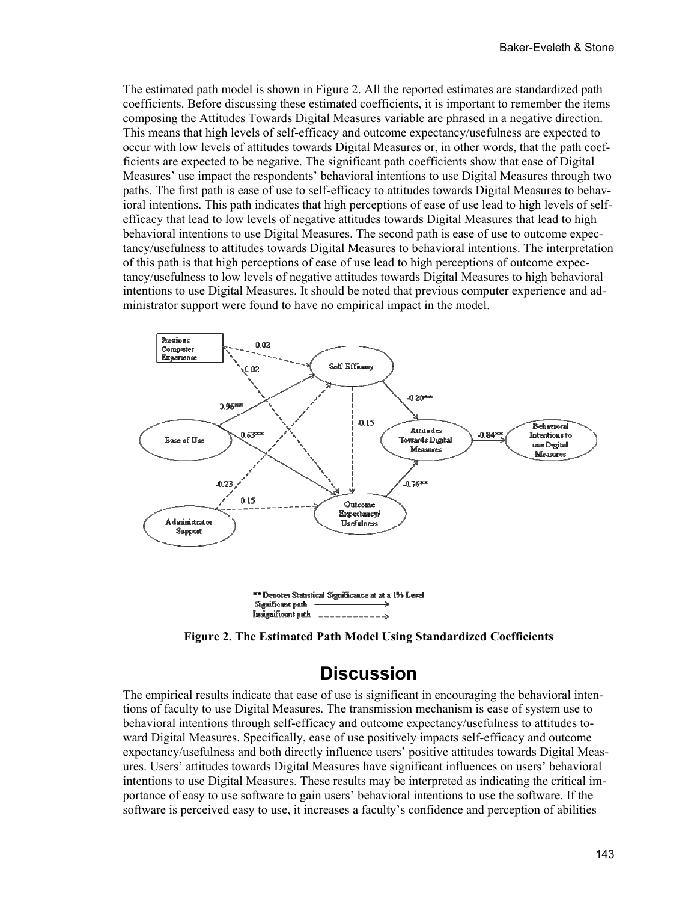The estimated path model is shown in Figure 2. All the reported estimates are standardized path coefficients. Before discussing these estimated coefficients, it is important to remember the items composing the Attitudes Towards Digital Measures variable are phrased in a negative direction. This means that high levels of self-efficacy and outcome expectancy/usefulness are expected to occur with low levels of attitudes towards Digital Measures or, in other words, that the path coefficients are expected to be negative. The significant path coefficients show that ease of Digital Measures' use impact the respondents' behavioral intentions to use Digital Measures through two paths. The first path is ease of use to self-efficacy to attitudes towards Digital Measures to behavioral intentions. This path indicates that high perceptions of ease of use lead to high levels of self-efficacy that lead to low levels of negative attitudes towards Digital Measures that lead to high behavioral intentions to use Digital Measures. The second path is ease of use to outcome expectancy/usefulness to attitudes towards Digital Measures to behavioral intentions. The interpretation of this path is that high perceptions of ease of use lead to high perceptions of outcome expectancy/usefulness to low levels of negative attitudes towards Digital Measures to high behavioral intentions to use Digital Measures. It should be noted that previous computer experience and administrator support were found to have no empirical impact in the model.

**Figure 2. The Estimated Path Model Using Standardized Coefficients**

## Discussion

The empirical results indicate that ease of use is significant in encouraging the behavioral intentions of faculty to use Digital Measures. The transmission mechanism is ease of system use to behavioral intentions through self-efficacy and outcome expectancy/usefulness to attitudes toward Digital Measures. Specifically, ease of use positively impacts self-efficacy and outcome expectancy/usefulness and both directly influence users' positive attitudes towards Digital Measures. Users' attitudes towards Digital Measures have significant influences on users' behavioral intentions to use Digital Measures. These results may be interpreted as indicating the critical importance of easy to use software to gain users' behavioral intentions to use the software. If the software is perceived easy to use, it increases a faculty's confidence and perception of abilities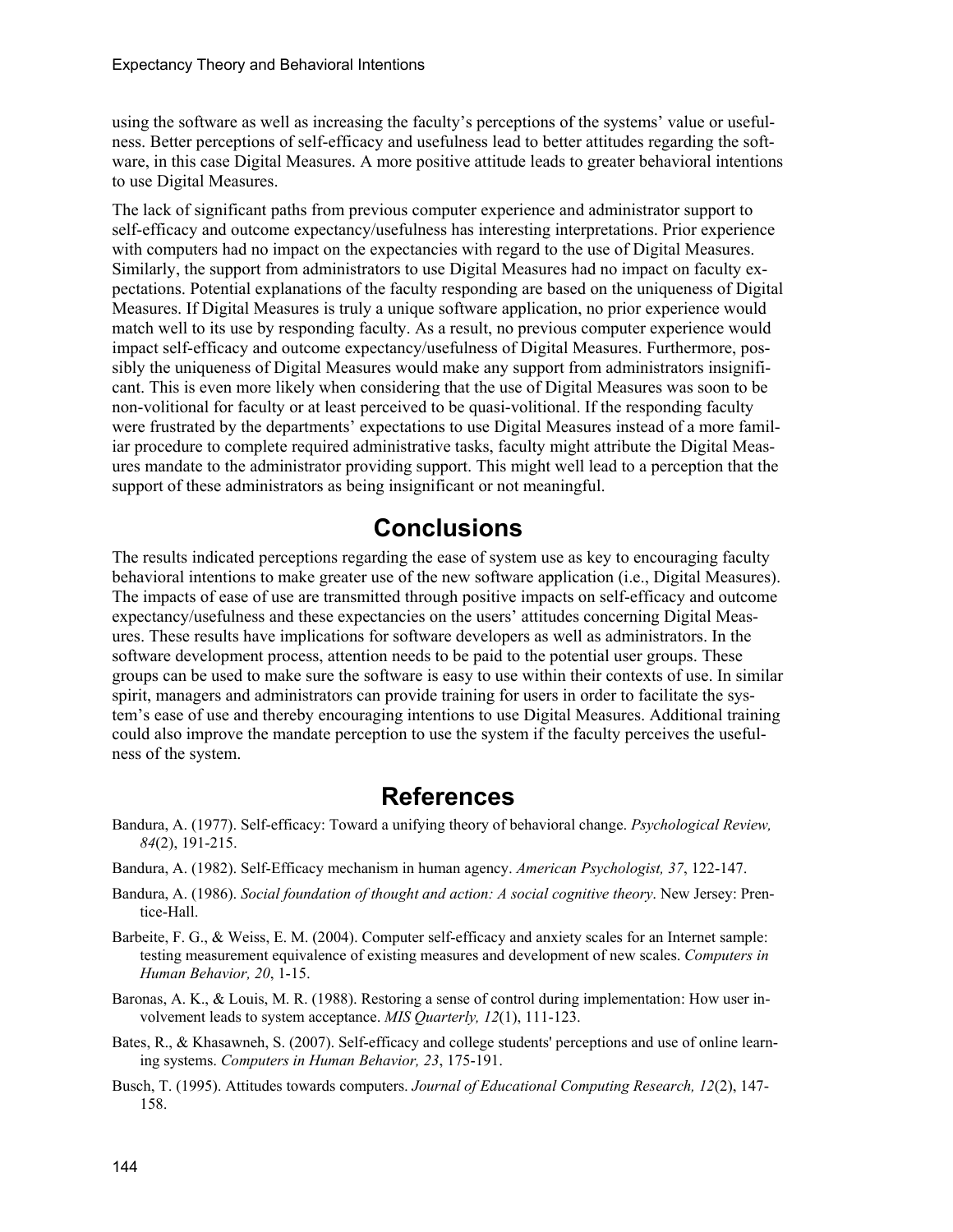using the software as well as increasing the faculty's perceptions of the systems' value or usefulness. Better perceptions of self-efficacy and usefulness lead to better attitudes regarding the software, in this case Digital Measures. A more positive attitude leads to greater behavioral intentions to use Digital Measures.

The lack of significant paths from previous computer experience and administrator support to self-efficacy and outcome expectancy/usefulness has interesting interpretations. Prior experience with computers had no impact on the expectancies with regard to the use of Digital Measures. Similarly, the support from administrators to use Digital Measures had no impact on faculty expectations. Potential explanations of the faculty responding are based on the uniqueness of Digital Measures. If Digital Measures is truly a unique software application, no prior experience would match well to its use by responding faculty. As a result, no previous computer experience would impact self-efficacy and outcome expectancy/usefulness of Digital Measures. Furthermore, possibly the uniqueness of Digital Measures would make any support from administrators insignificant. This is even more likely when considering that the use of Digital Measures was soon to be non-volitional for faculty or at least perceived to be quasi-volitional. If the responding faculty were frustrated by the departments' expectations to use Digital Measures instead of a more familiar procedure to complete required administrative tasks, faculty might attribute the Digital Measures mandate to the administrator providing support. This might well lead to a perception that the support of these administrators as being insignificant or not meaningful.

## Conclusions

The results indicated perceptions regarding the ease of system use as key to encouraging faculty behavioral intentions to make greater use of the new software application (i.e., Digital Measures). The impacts of ease of use are transmitted through positive impacts on self-efficacy and outcome expectancy/usefulness and these expectancies on the users' attitudes concerning Digital Measures. These results have implications for software developers as well as administrators. In the software development process, attention needs to be paid to the potential user groups. These groups can be used to make sure the software is easy to use within their contexts of use. In similar spirit, managers and administrators can provide training for users in order to facilitate the system's ease of use and thereby encouraging intentions to use Digital Measures. Additional training could also improve the mandate perception to use the system if the faculty perceives the usefulness of the system.

## References

Bandura, A. (1977). Self-efficacy: Toward a unifying theory of behavioral change. *Psychological Review, 84*(2), 191-215.

Bandura, A. (1982). Self-Efficacy mechanism in human agency. *American Psychologist, 37*, 122-147.

Bandura, A. (1986). *Social foundation of thought and action: A social cognitive theory*. New Jersey: Prentice-Hall.

Barbeite, F. G., & Weiss, E. M. (2004). Computer self-efficacy and anxiety scales for an Internet sample: testing measurement equivalence of existing measures and development of new scales. *Computers in Human Behavior, 20*, 1-15.

Baronas, A. K., & Louis, M. R. (1988). Restoring a sense of control during implementation: How user involvement leads to system acceptance. *MIS Quarterly, 12*(1), 111-123.

Bates, R., & Khasawneh, S. (2007). Self-efficacy and college students' perceptions and use of online learning systems. *Computers in Human Behavior, 23*, 175-191.

Busch, T. (1995). Attitudes towards computers. *Journal of Educational Computing Research, 12*(2), 147-158.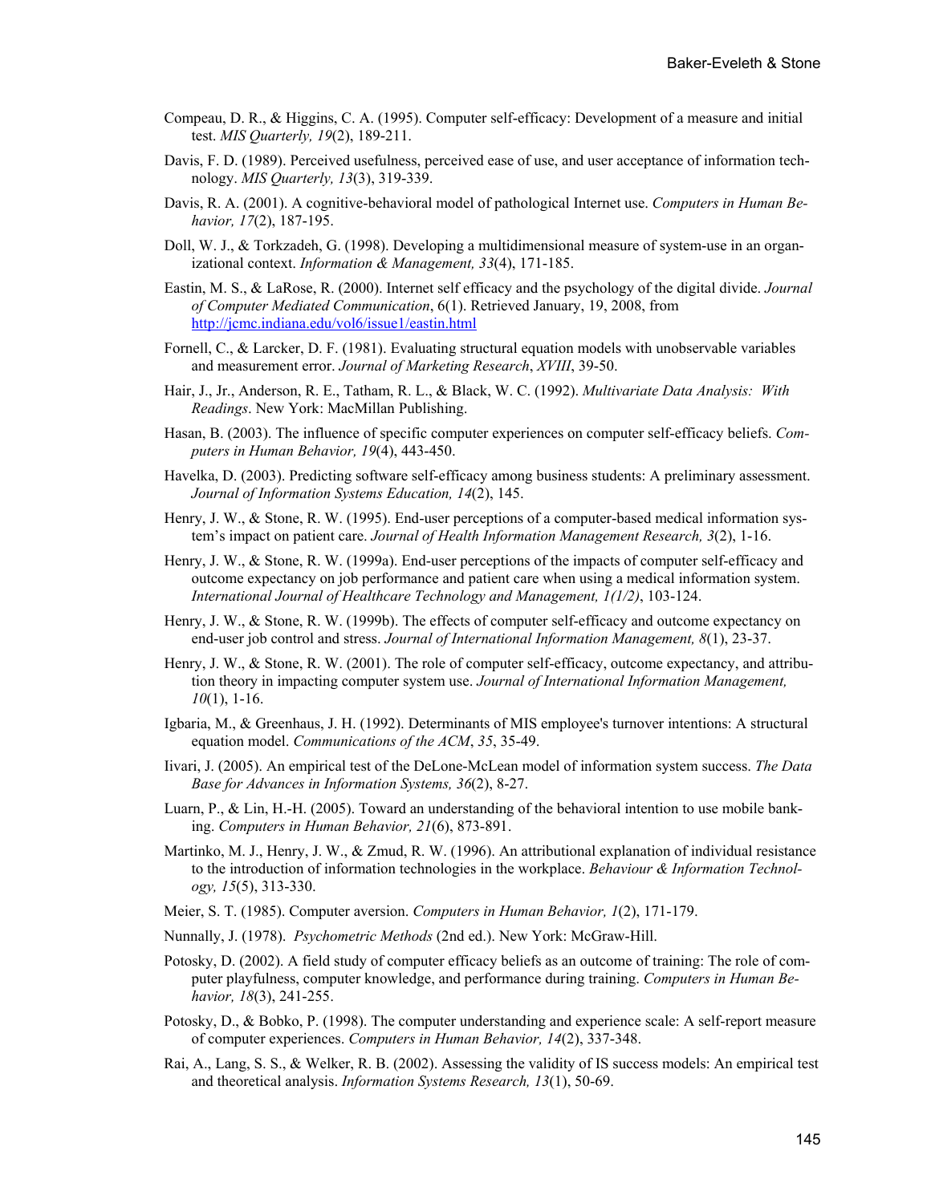Compeau, D. R., & Higgins, C. A. (1995). Computer self-efficacy: Development of a measure and initial test. *MIS Quarterly, 19*(2), 189-211.

Davis, F. D. (1989). Perceived usefulness, perceived ease of use, and user acceptance of information technology. *MIS Quarterly, 13*(3), 319-339.

Davis, R. A. (2001). A cognitive-behavioral model of pathological Internet use. *Computers in Human Behavior, 17*(2), 187-195.

Doll, W. J., & Torkzadeh, G. (1998). Developing a multidimensional measure of system-use in an organizational context. *Information & Management, 33*(4), 171-185.

Eastin, M. S., & LaRose, R. (2000). Internet self efficacy and the psychology of the digital divide. *Journal of Computer Mediated Communication*, 6(1). Retrieved January, 19, 2008, from http://jcmc.indiana.edu/vol6/issue1/eastin.html

Fornell, C., & Larcker, D. F. (1981). Evaluating structural equation models with unobservable variables and measurement error. *Journal of Marketing Research*, *XVIII*, 39-50.

Hair, J., Jr., Anderson, R. E., Tatham, R. L., & Black, W. C. (1992). *Multivariate Data Analysis: With Readings*. New York: MacMillan Publishing.

Hasan, B. (2003). The influence of specific computer experiences on computer self-efficacy beliefs. *Computers in Human Behavior, 19*(4), 443-450.

Havelka, D. (2003). Predicting software self-efficacy among business students: A preliminary assessment. *Journal of Information Systems Education, 14*(2), 145.

Henry, J. W., & Stone, R. W. (1995). End-user perceptions of a computer-based medical information system's impact on patient care. *Journal of Health Information Management Research, 3*(2), 1-16.

Henry, J. W., & Stone, R. W. (1999a). End-user perceptions of the impacts of computer self-efficacy and outcome expectancy on job performance and patient care when using a medical information system. *International Journal of Healthcare Technology and Management, 1(1/2)*, 103-124.

Henry, J. W., & Stone, R. W. (1999b). The effects of computer self-efficacy and outcome expectancy on end-user job control and stress. *Journal of International Information Management, 8*(1), 23-37.

Henry, J. W., & Stone, R. W. (2001). The role of computer self-efficacy, outcome expectancy, and attribution theory in impacting computer system use. *Journal of International Information Management, 10*(1), 1-16.

Igbaria, M., & Greenhaus, J. H. (1992). Determinants of MIS employee's turnover intentions: A structural equation model. *Communications of the ACM*, *35*, 35-49.

Iivari, J. (2005). An empirical test of the DeLone-McLean model of information system success. *The Data Base for Advances in Information Systems, 36*(2), 8-27.

Luarn, P., & Lin, H.-H. (2005). Toward an understanding of the behavioral intention to use mobile banking. *Computers in Human Behavior, 21*(6), 873-891.

Martinko, M. J., Henry, J. W., & Zmud, R. W. (1996). An attributional explanation of individual resistance to the introduction of information technologies in the workplace. *Behaviour & Information Technology, 15*(5), 313-330.

Meier, S. T. (1985). Computer aversion. *Computers in Human Behavior, 1*(2), 171-179.

Nunnally, J. (1978). *Psychometric Methods* (2nd ed.). New York: McGraw-Hill.

Potosky, D. (2002). A field study of computer efficacy beliefs as an outcome of training: The role of computer playfulness, computer knowledge, and performance during training. *Computers in Human Behavior, 18*(3), 241-255.

Potosky, D., & Bobko, P. (1998). The computer understanding and experience scale: A self-report measure of computer experiences. *Computers in Human Behavior, 14*(2), 337-348.

Rai, A., Lang, S. S., & Welker, R. B. (2002). Assessing the validity of IS success models: An empirical test and theoretical analysis. *Information Systems Research, 13*(1), 50-69.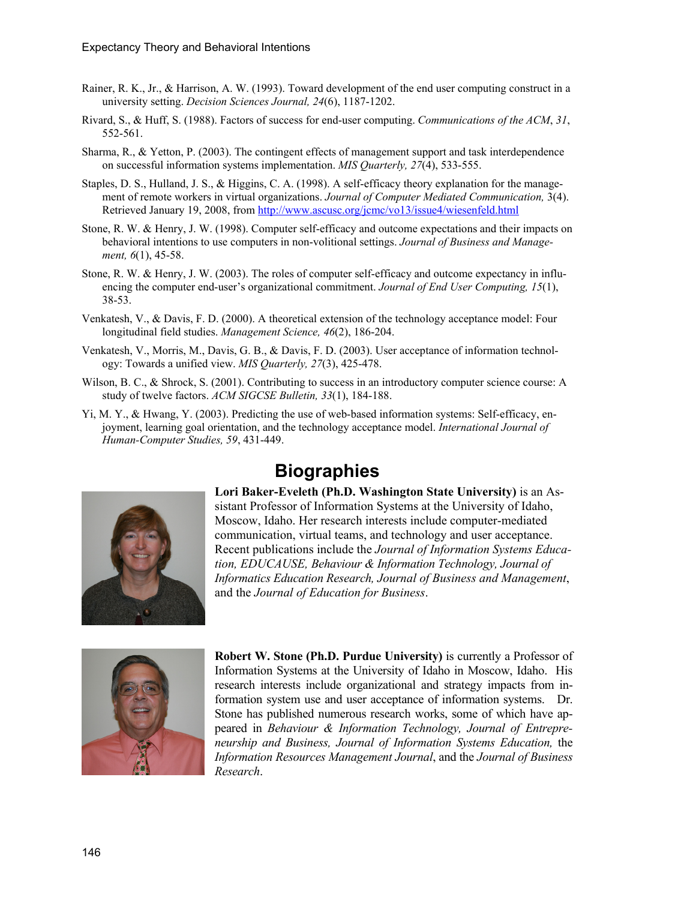Rainer, R. K., Jr., & Harrison, A. W. (1993). Toward development of the end user computing construct in a university setting. *Decision Sciences Journal, 24*(6), 1187-1202.

Rivard, S., & Huff, S. (1988). Factors of success for end-user computing. *Communications of the ACM*, *31*, 552-561.

Sharma, R., & Yetton, P. (2003). The contingent effects of management support and task interdependence on successful information systems implementation. *MIS Quarterly, 27*(4), 533-555.

Staples, D. S., Hulland, J. S., & Higgins, C. A. (1998). A self-efficacy theory explanation for the management of remote workers in virtual organizations. *Journal of Computer Mediated Communication,* 3(4). Retrieved January 19, 2008, from http://www.ascusc.org/jcmc/vo13/issue4/wiesenfeld.html

Stone, R. W. & Henry, J. W. (1998). Computer self-efficacy and outcome expectations and their impacts on behavioral intentions to use computers in non-volitional settings. *Journal of Business and Management, 6*(1), 45-58.

Stone, R. W. & Henry, J. W. (2003). The roles of computer self-efficacy and outcome expectancy in influencing the computer end-user's organizational commitment. *Journal of End User Computing, 15*(1), 38-53.

Venkatesh, V., & Davis, F. D. (2000). A theoretical extension of the technology acceptance model: Four longitudinal field studies. *Management Science, 46*(2), 186-204.

Venkatesh, V., Morris, M., Davis, G. B., & Davis, F. D. (2003). User acceptance of information technology: Towards a unified view. *MIS Quarterly, 27*(3), 425-478.

Wilson, B. C., & Shrock, S. (2001). Contributing to success in an introductory computer science course: A study of twelve factors. *ACM SIGCSE Bulletin, 33*(1), 184-188.

Yi, M. Y., & Hwang, Y. (2003). Predicting the use of web-based information systems: Self-efficacy, enjoyment, learning goal orientation, and the technology acceptance model. *International Journal of Human-Computer Studies, 59*, 431-449.

## Biographies

**Lori Baker-Eveleth (Ph.D. Washington State University)** is an Assistant Professor of Information Systems at the University of Idaho, Moscow, Idaho. Her research interests include computer-mediated communication, virtual teams, and technology and user acceptance. Recent publications include the *Journal of Information Systems Education, EDUCAUSE, Behaviour & Information Technology, Journal of Informatics Education Research, Journal of Business and Management*, and the *Journal of Education for Business*.

**Robert W. Stone (Ph.D. Purdue University)** is currently a Professor of Information Systems at the University of Idaho in Moscow, Idaho. His research interests include organizational and strategy impacts from information system use and user acceptance of information systems. Dr. Stone has published numerous research works, some of which have appeared in *Behaviour & Information Technology, Journal of Entrepreneurship and Business, Journal of Information Systems Education,* the *Information Resources Management Journal*, and the *Journal of Business Research*.